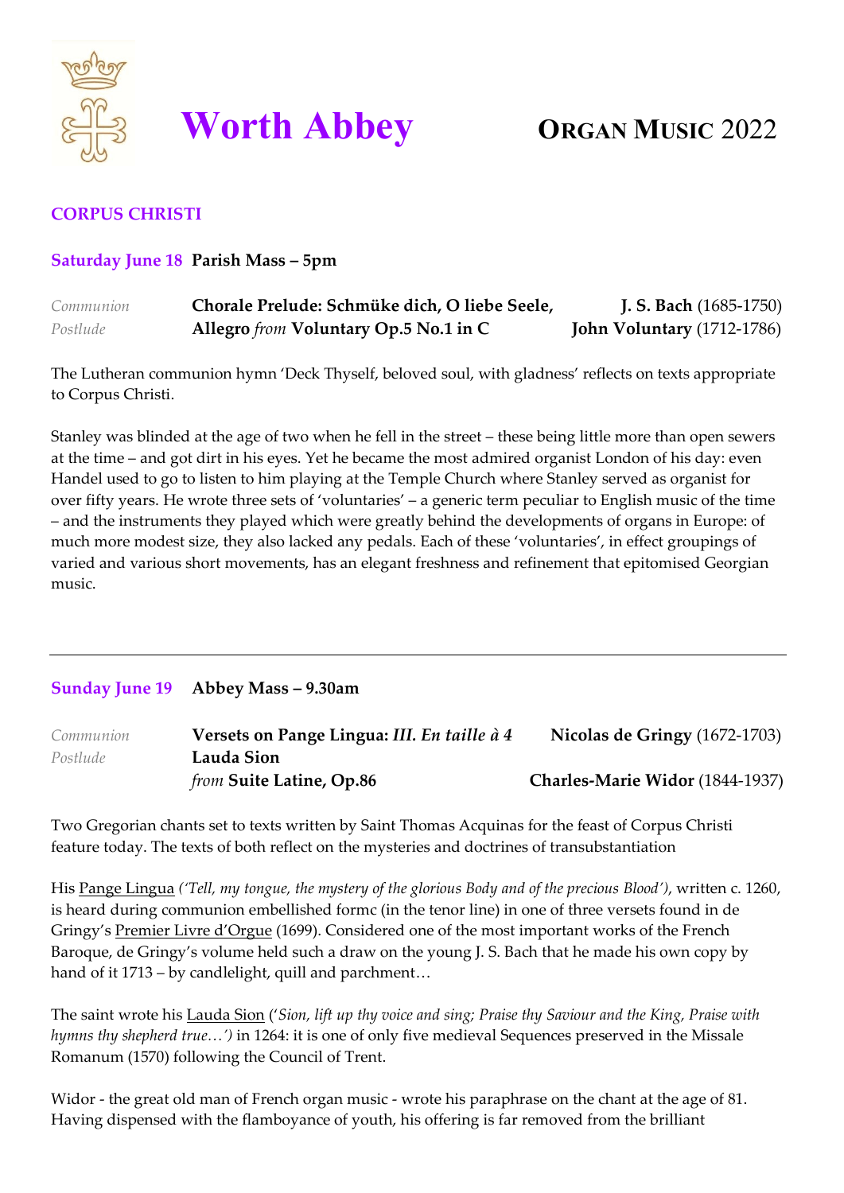# Worth Abbey

## ORGAN MUSIC 2022

### CORPUS CHRISTI

**Saturday June 18** **Parish Mass – 5pm**

| | | |
|---|---|---|
| *Communion* | **Chorale Prelude: Schmüke dich, O liebe Seele,** | **J. S. Bach** (1685-1750) |
| *Postlude* | **Allegro** *from* **Voluntary Op.5 No.1 in C** | **John Voluntary** (1712-1786) |

The Lutheran communion hymn 'Deck Thyself, beloved soul, with gladness' reflects on texts appropriate to Corpus Christi.

Stanley was blinded at the age of two when he fell in the street – these being little more than open sewers at the time – and got dirt in his eyes. Yet he became the most admired organist London of his day: even Handel used to go to listen to him playing at the Temple Church where Stanley served as organist for over fifty years. He wrote three sets of 'voluntaries' – a generic term peculiar to English music of the time – and the instruments they played which were greatly behind the developments of organs in Europe: of much more modest size, they also lacked any pedals. Each of these 'voluntaries', in effect groupings of varied and various short movements, has an elegant freshness and refinement that epitomised Georgian music.

---

**Sunday June 19** **Abbey Mass – 9.30am**

| | | |
|---|---|---|
| *Communion* | **Versets on Pange Lingua:** ***III. En taille à 4*** | **Nicolas de Gringy** (1672-1703) |
| *Postlude* | **Lauda Sion** *from* **Suite Latine, Op.86** | **Charles-Marie Widor** (1844-1937) |

Two Gregorian chants set to texts written by Saint Thomas Acquinas for the feast of Corpus Christi feature today. The texts of both reflect on the mysteries and doctrines of transubstantiation

His Pange Lingua *('Tell, my tongue, the mystery of the glorious Body and of the precious Blood')*, written c. 1260, is heard during communion embellished formc (in the tenor line) in one of three versets found in de Gringy's Premier Livre d'Orgue (1699). Considered one of the most important works of the French Baroque, de Gringy's volume held such a draw on the young J. S. Bach that he made his own copy by hand of it 1713 – by candlelight, quill and parchment…

The saint wrote his Lauda Sion ('*Sion, lift up thy voice and sing; Praise thy Saviour and the King, Praise with hymns thy shepherd true…')* in 1264: it is one of only five medieval Sequences preserved in the Missale Romanum (1570) following the Council of Trent.

Widor - the great old man of French organ music - wrote his paraphrase on the chant at the age of 81. Having dispensed with the flamboyance of youth, his offering is far removed from the brilliant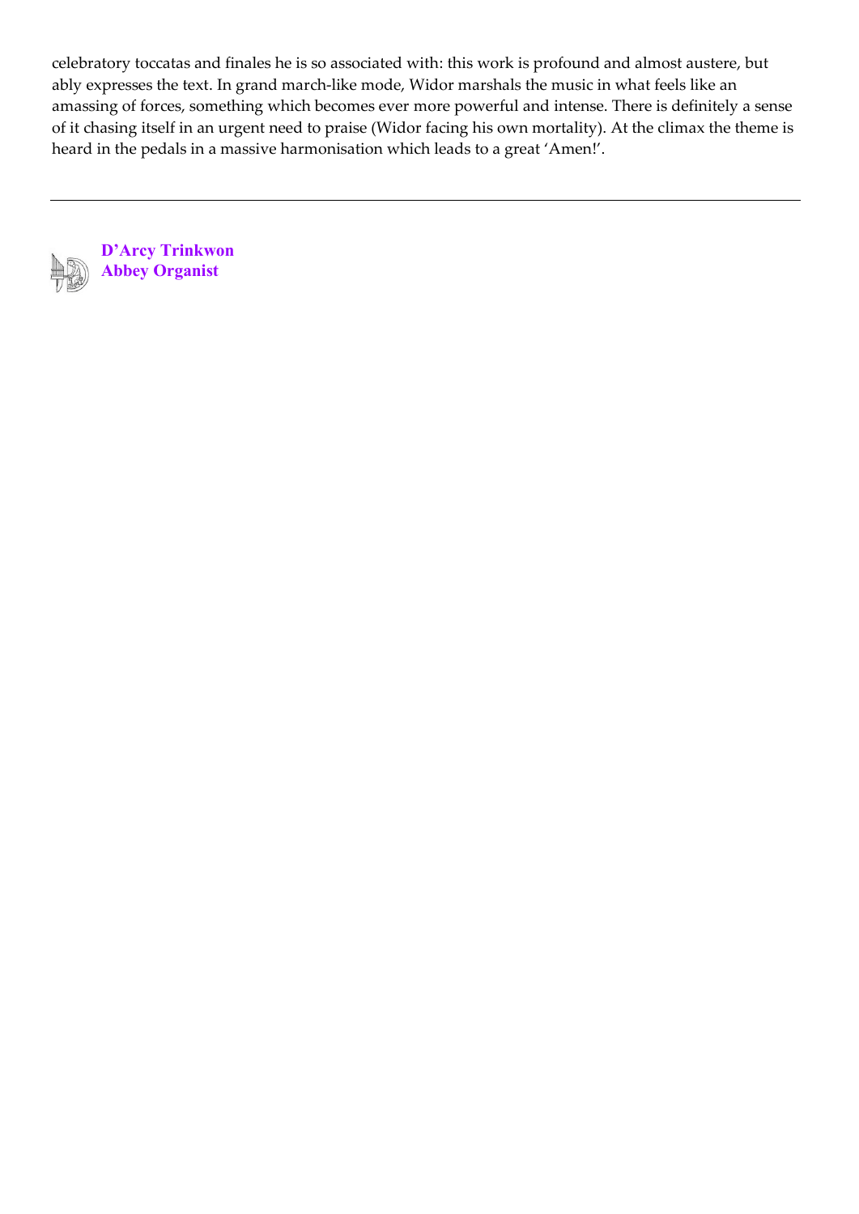celebratory toccatas and finales he is so associated with: this work is profound and almost austere, but ably expresses the text. In grand march-like mode, Widor marshals the music in what feels like an amassing of forces, something which becomes ever more powerful and intense. There is definitely a sense of it chasing itself in an urgent need to praise (Widor facing his own mortality). At the climax the theme is heard in the pedals in a massive harmonisation which leads to a great 'Amen!'.

---

**D'Arcy Trinkwon**
**Abbey Organist**